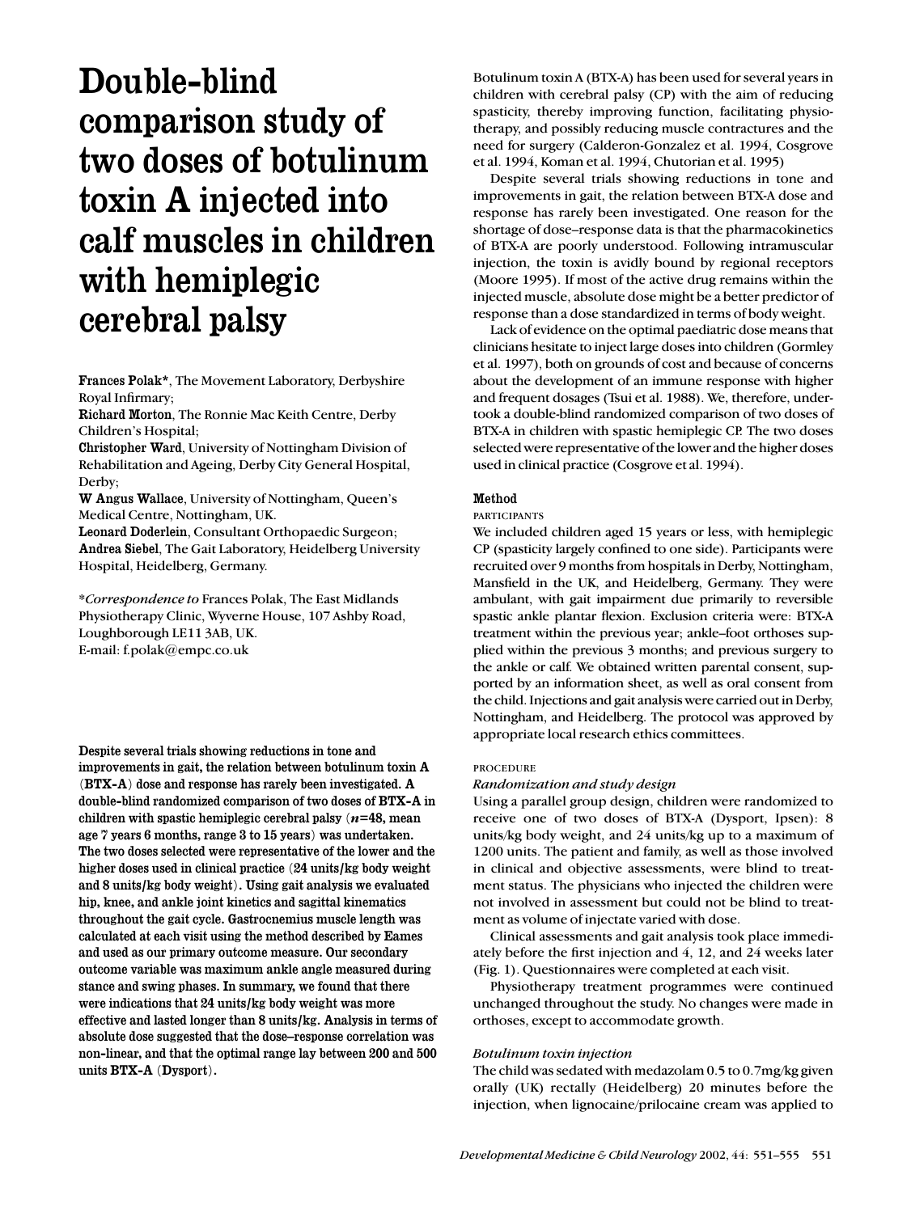# Double-blind comparison study of two doses of botulinum toxin A injected into calf muscles in children with hemiplegic cerebral palsy

**Frances Polak***, The Movement Laboratory, Derbyshire Royal Infirmary;
**Richard Morton**, The Ronnie Mac Keith Centre, Derby Children's Hospital;
**Christopher Ward**, University of Nottingham Division of Rehabilitation and Ageing, Derby City General Hospital, Derby;
**W Angus Wallace**, University of Nottingham, Queen's Medical Centre, Nottingham, UK.
**Leonard Doderlein**, Consultant Orthopaedic Surgeon;
**Andrea Siebel**, The Gait Laboratory, Heidelberg University Hospital, Heidelberg, Germany.

**Correspondence to* Frances Polak, The East Midlands Physiotherapy Clinic, Wyverne House, 107 Ashby Road, Loughborough LE11 3AB, UK.
E-mail: f.polak@empc.co.uk

**Despite several trials showing reductions in tone and improvements in gait, the relation between botulinum toxin A (BTX-A) dose and response has rarely been investigated. A double-blind randomized comparison of two doses of BTX-A in children with spastic hemiplegic cerebral palsy (*n*=48, mean age 7 years 6 months, range 3 to 15 years) was undertaken. The two doses selected were representative of the lower and the higher doses used in clinical practice (24 units/kg body weight and 8 units/kg body weight). Using gait analysis we evaluated hip, knee, and ankle joint kinetics and sagittal kinematics throughout the gait cycle. Gastrocnemius muscle length was calculated at each visit using the method described by Eames and used as our primary outcome measure. Our secondary outcome variable was maximum ankle angle measured during stance and swing phases. In summary, we found that there were indications that 24 units/kg body weight was more effective and lasted longer than 8 units/kg. Analysis in terms of absolute dose suggested that the dose–response correlation was non-linear, and that the optimal range lay between 200 and 500 units BTX-A (Dysport).**

Botulinum toxin A (BTX-A) has been used for several years in children with cerebral palsy (CP) with the aim of reducing spasticity, thereby improving function, facilitating physiotherapy, and possibly reducing muscle contractures and the need for surgery (Calderon-Gonzalez et al. 1994, Cosgrove et al. 1994, Koman et al. 1994, Chutorian et al. 1995)

Despite several trials showing reductions in tone and improvements in gait, the relation between BTX-A dose and response has rarely been investigated. One reason for the shortage of dose–response data is that the pharmacokinetics of BTX-A are poorly understood. Following intramuscular injection, the toxin is avidly bound by regional receptors (Moore 1995). If most of the active drug remains within the injected muscle, absolute dose might be a better predictor of response than a dose standardized in terms of body weight.

Lack of evidence on the optimal paediatric dose means that clinicians hesitate to inject large doses into children (Gormley et al. 1997), both on grounds of cost and because of concerns about the development of an immune response with higher and frequent dosages (Tsui et al. 1988). We, therefore, undertook a double-blind randomized comparison of two doses of BTX-A in children with spastic hemiplegic CP. The two doses selected were representative of the lower and the higher doses used in clinical practice (Cosgrove et al. 1994).

## Method

### PARTICIPANTS

We included children aged 15 years or less, with hemiplegic CP (spasticity largely confined to one side). Participants were recruited over 9 months from hospitals in Derby, Nottingham, Mansfield in the UK, and Heidelberg, Germany. They were ambulant, with gait impairment due primarily to reversible spastic ankle plantar flexion. Exclusion criteria were: BTX-A treatment within the previous year; ankle–foot orthoses supplied within the previous 3 months; and previous surgery to the ankle or calf. We obtained written parental consent, supported by an information sheet, as well as oral consent from the child. Injections and gait analysis were carried out in Derby, Nottingham, and Heidelberg. The protocol was approved by appropriate local research ethics committees.

### PROCEDURE

#### *Randomization and study design*

Using a parallel group design, children were randomized to receive one of two doses of BTX-A (Dysport, Ipsen): 8 units/kg body weight, and 24 units/kg up to a maximum of 1200 units. The patient and family, as well as those involved in clinical and objective assessments, were blind to treatment status. The physicians who injected the children were not involved in assessment but could not be blind to treatment as volume of injectate varied with dose.

Clinical assessments and gait analysis took place immediately before the first injection and 4, 12, and 24 weeks later (Fig. 1). Questionnaires were completed at each visit.

Physiotherapy treatment programmes were continued unchanged throughout the study. No changes were made in orthoses, except to accommodate growth.

#### *Botulinum toxin injection*

The child was sedated with medazolam 0.5 to 0.7mg/kg given orally (UK) rectally (Heidelberg) 20 minutes before the injection, when lignocaine/prilocaine cream was applied to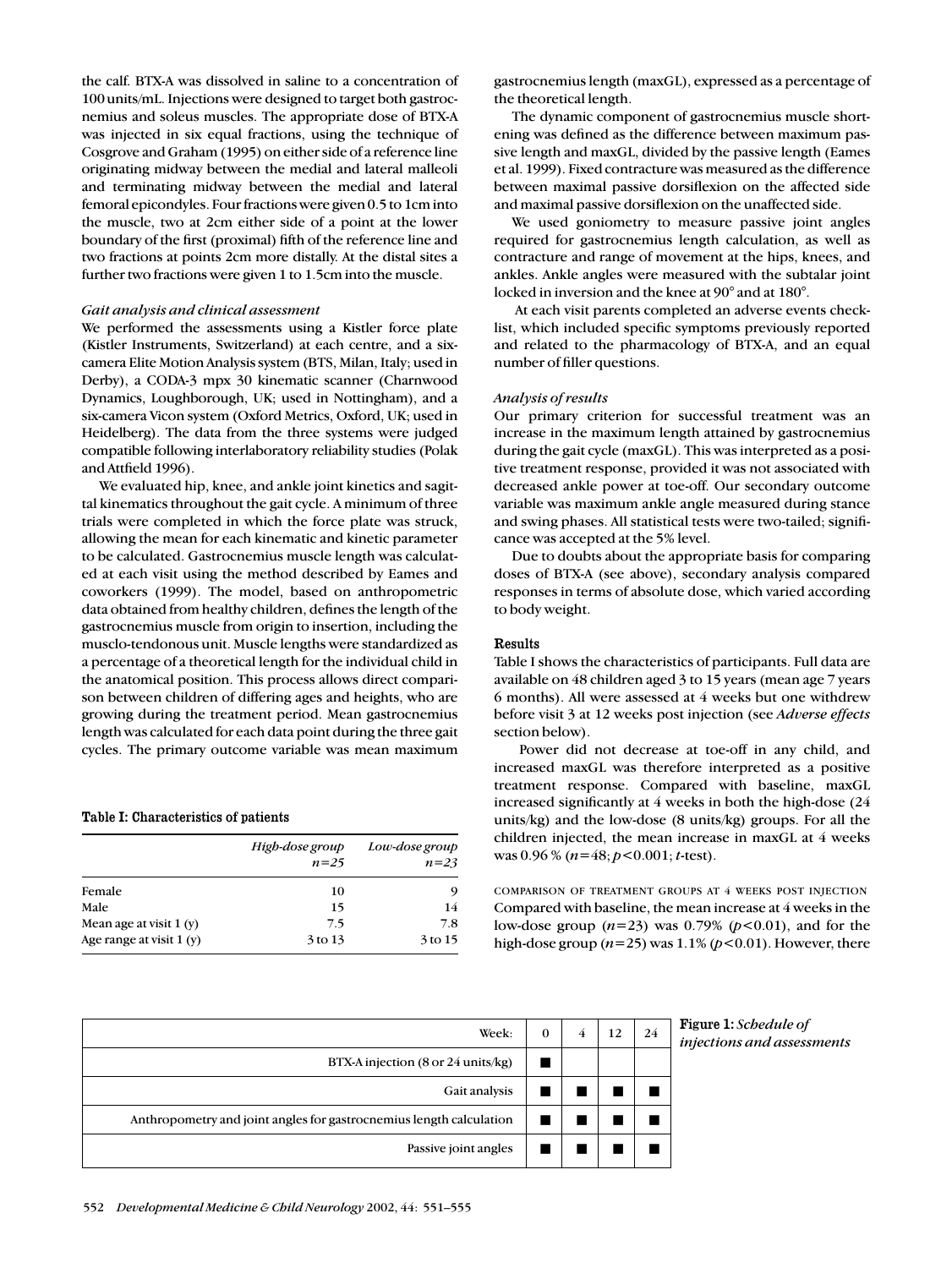the calf. BTX-A was dissolved in saline to a concentration of 100 units/mL. Injections were designed to target both gastrocnemius and soleus muscles. The appropriate dose of BTX-A was injected in six equal fractions, using the technique of Cosgrove and Graham (1995) on either side of a reference line originating midway between the medial and lateral malleoli and terminating midway between the medial and lateral femoral epicondyles. Four fractions were given 0.5 to 1cm into the muscle, two at 2cm either side of a point at the lower boundary of the first (proximal) fifth of the reference line and two fractions at points 2cm more distally. At the distal sites a further two fractions were given 1 to 1.5cm into the muscle.

### *Gait analysis and clinical assessment*

We performed the assessments using a Kistler force plate (Kistler Instruments, Switzerland) at each centre, and a six-camera Elite Motion Analysis system (BTS, Milan, Italy; used in Derby), a CODA-3 mpx 30 kinematic scanner (Charnwood Dynamics, Loughborough, UK; used in Nottingham), and a six-camera Vicon system (Oxford Metrics, Oxford, UK; used in Heidelberg). The data from the three systems were judged compatible following interlaboratory reliability studies (Polak and Attfield 1996).

We evaluated hip, knee, and ankle joint kinetics and sagittal kinematics throughout the gait cycle. A minimum of three trials were completed in which the force plate was struck, allowing the mean for each kinematic and kinetic parameter to be calculated. Gastrocnemius muscle length was calculated at each visit using the method described by Eames and coworkers (1999). The model, based on anthropometric data obtained from healthy children, defines the length of the gastrocnemius muscle from origin to insertion, including the musclo-tendonous unit. Muscle lengths were standardized as a percentage of a theoretical length for the individual child in the anatomical position. This process allows direct comparison between children of differing ages and heights, who are growing during the treatment period. Mean gastrocnemius length was calculated for each data point during the three gait cycles. The primary outcome variable was mean maximum gastrocnemius length (maxGL), expressed as a percentage of the theoretical length.

The dynamic component of gastrocnemius muscle shortening was defined as the difference between maximum passive length and maxGL, divided by the passive length (Eames et al. 1999). Fixed contracture was measured as the difference between maximal passive dorsiflexion on the affected side and maximal passive dorsiflexion on the unaffected side.

We used goniometry to measure passive joint angles required for gastrocnemius length calculation, as well as contracture and range of movement at the hips, knees, and ankles. Ankle angles were measured with the subtalar joint locked in inversion and the knee at 90° and at 180°.

At each visit parents completed an adverse events checklist, which included specific symptoms previously reported and related to the pharmacology of BTX-A, and an equal number of filler questions.

### *Analysis of results*

Our primary criterion for successful treatment was an increase in the maximum length attained by gastrocnemius during the gait cycle (maxGL). This was interpreted as a positive treatment response, provided it was not associated with decreased ankle power at toe-off. Our secondary outcome variable was maximum ankle angle measured during stance and swing phases. All statistical tests were two-tailed; significance was accepted at the 5% level.

Due to doubts about the appropriate basis for comparing doses of BTX-A (see above), secondary analysis compared responses in terms of absolute dose, which varied according to body weight.

**Table I: Characteristics of patients**

| | *High-dose group* $n$=25 | *Low-dose group* $n$=23 |
|---|---|---|
| Female | 10 | 9 |
| Male | 15 | 14 |
| Mean age at visit 1 (y) | 7.5 | 7.8 |
| Age range at visit 1 (y) | 3 to 13 | 3 to 15 |

## Results

Table I shows the characteristics of participants. Full data are available on 48 children aged 3 to 15 years (mean age 7 years 6 months). All were assessed at 4 weeks but one withdrew before visit 3 at 12 weeks post injection (see *Adverse effects* section below).

Power did not decrease at toe-off in any child, and increased maxGL was therefore interpreted as a positive treatment response. Compared with baseline, maxGL increased significantly at 4 weeks in both the high-dose (24 units/kg) and the low-dose (8 units/kg) groups. For all the children injected, the mean increase in maxGL at 4 weeks was 0.96 % ($n$=48; $p$<0.001; $t$-test).

### Comparison of treatment groups at 4 weeks post injection

Compared with baseline, the mean increase at 4 weeks in the low-dose group ($n$=23) was 0.79% ($p$<0.01), and for the high-dose group ($n$=25) was 1.1% ($p$<0.01). However, there

| Week: | 0 | 4 | 12 | 24 |
|---|---|---|---|---|
| BTX-A injection (8 or 24 units/kg) | ■ | | | |
| Gait analysis | ■ | ■ | ■ | ■ |
| Anthropometry and joint angles for gastrocnemius length calculation | ■ | ■ | ■ | ■ |
| Passive joint angles | ■ | ■ | ■ | ■ |

**Figure 1:** *Schedule of injections and assessments*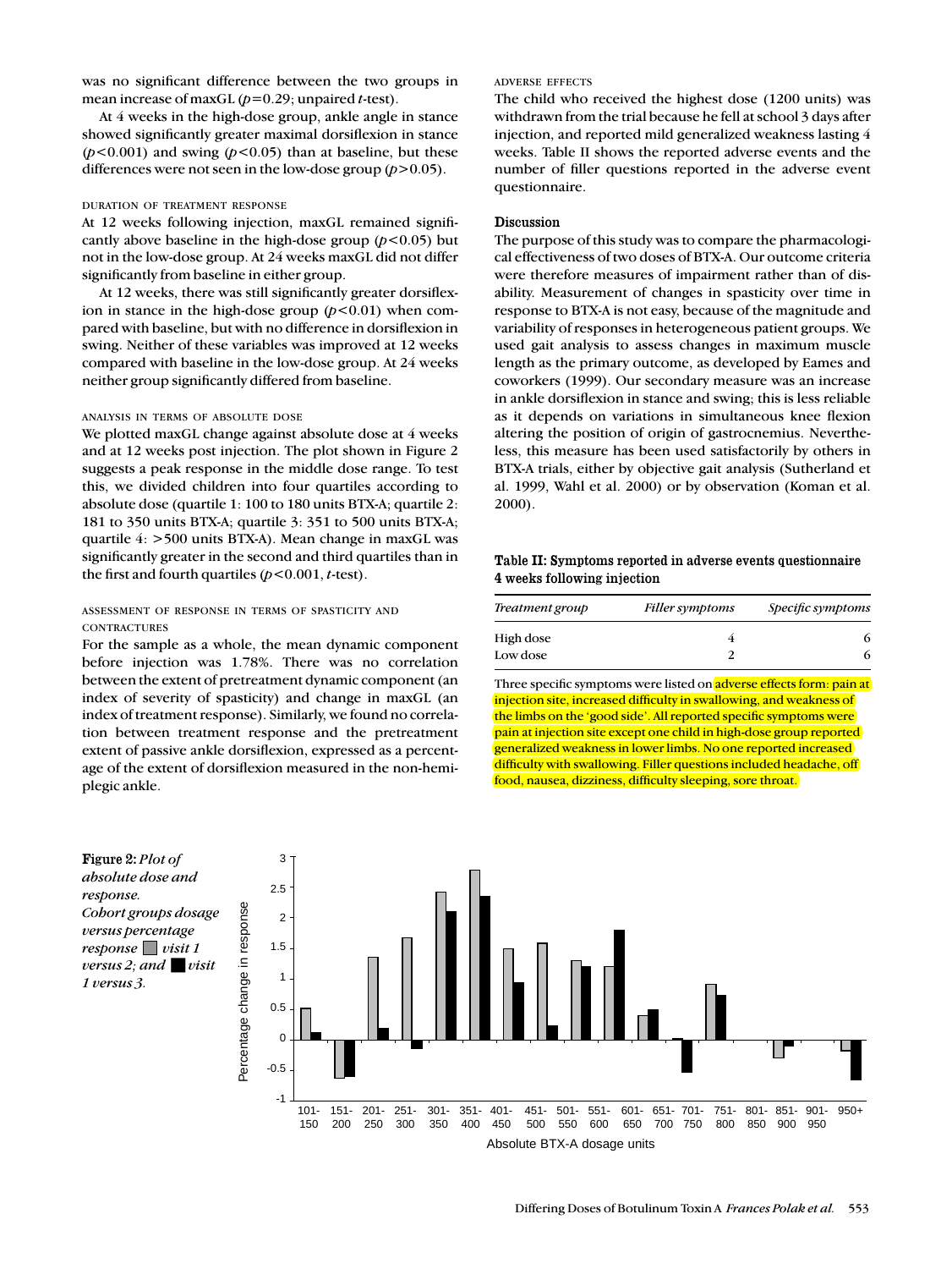was no significant difference between the two groups in mean increase of maxGL ($p=0.29$; unpaired *t*-test).

At 4 weeks in the high-dose group, ankle angle in stance showed significantly greater maximal dorsiflexion in stance ($p<0.001$) and swing ($p<0.05$) than at baseline, but these differences were not seen in the low-dose group ($p>0.05$).

### DURATION OF TREATMENT RESPONSE

At 12 weeks following injection, maxGL remained significantly above baseline in the high-dose group ($p<0.05$) but not in the low-dose group. At 24 weeks maxGL did not differ significantly from baseline in either group.

At 12 weeks, there was still significantly greater dorsiflexion in stance in the high-dose group ($p<0.01$) when compared with baseline, but with no difference in dorsiflexion in swing. Neither of these variables was improved at 12 weeks compared with baseline in the low-dose group. At 24 weeks neither group significantly differed from baseline.

### ANALYSIS IN TERMS OF ABSOLUTE DOSE

We plotted maxGL change against absolute dose at 4 weeks and at 12 weeks post injection. The plot shown in Figure 2 suggests a peak response in the middle dose range. To test this, we divided children into four quartiles according to absolute dose (quartile 1: 100 to 180 units BTX-A; quartile 2: 181 to 350 units BTX-A; quartile 3: 351 to 500 units BTX-A; quartile 4: >500 units BTX-A). Mean change in maxGL was significantly greater in the second and third quartiles than in the first and fourth quartiles ($p<0.001$, *t*-test).

### ASSESSMENT OF RESPONSE IN TERMS OF SPASTICITY AND CONTRACTURES

For the sample as a whole, the mean dynamic component before injection was 1.78%. There was no correlation between the extent of pretreatment dynamic component (an index of severity of spasticity) and change in maxGL (an index of treatment response). Similarly, we found no correlation between treatment response and the pretreatment extent of passive ankle dorsiflexion, expressed as a percentage of the extent of dorsiflexion measured in the non-hemiplegic ankle.

### ADVERSE EFFECTS

The child who received the highest dose (1200 units) was withdrawn from the trial because he fell at school 3 days after injection, and reported mild generalized weakness lasting 4 weeks. Table II shows the reported adverse events and the number of filler questions reported in the adverse event questionnaire.

## Discussion

The purpose of this study was to compare the pharmacological effectiveness of two doses of BTX-A. Our outcome criteria were therefore measures of impairment rather than of disability. Measurement of changes in spasticity over time in response to BTX-A is not easy, because of the magnitude and variability of responses in heterogeneous patient groups. We used gait analysis to assess changes in maximum muscle length as the primary outcome, as developed by Eames and coworkers (1999). Our secondary measure was an increase in ankle dorsiflexion in stance and swing; this is less reliable as it depends on variations in simultaneous knee flexion altering the position of origin of gastrocnemius. Nevertheless, this measure has been used satisfactorily by others in BTX-A trials, either by objective gait analysis (Sutherland et al. 1999, Wahl et al. 2000) or by observation (Koman et al. 2000).

**Table II: Symptoms reported in adverse events questionnaire 4 weeks following injection**

| *Treatment group* | *Filler symptoms* | *Specific symptoms* |
|---|---|---|
| High dose | 4 | 6 |
| Low dose | 2 | 6 |

Three specific symptoms were listed on adverse effects form: pain at injection site, increased difficulty in swallowing, and weakness of the limbs on the 'good side'. All reported specific symptoms were pain at injection site except one child in high-dose group reported generalized weakness in lower limbs. No one reported increased difficulty with swallowing. Filler questions included headache, off food, nausea, dizziness, difficulty sleeping, sore throat.

**Figure 2:** *Plot of absolute dose and response. Cohort groups dosage versus percentage response* ▒ *visit 1 versus 2; and* ■ *visit 1 versus 3.*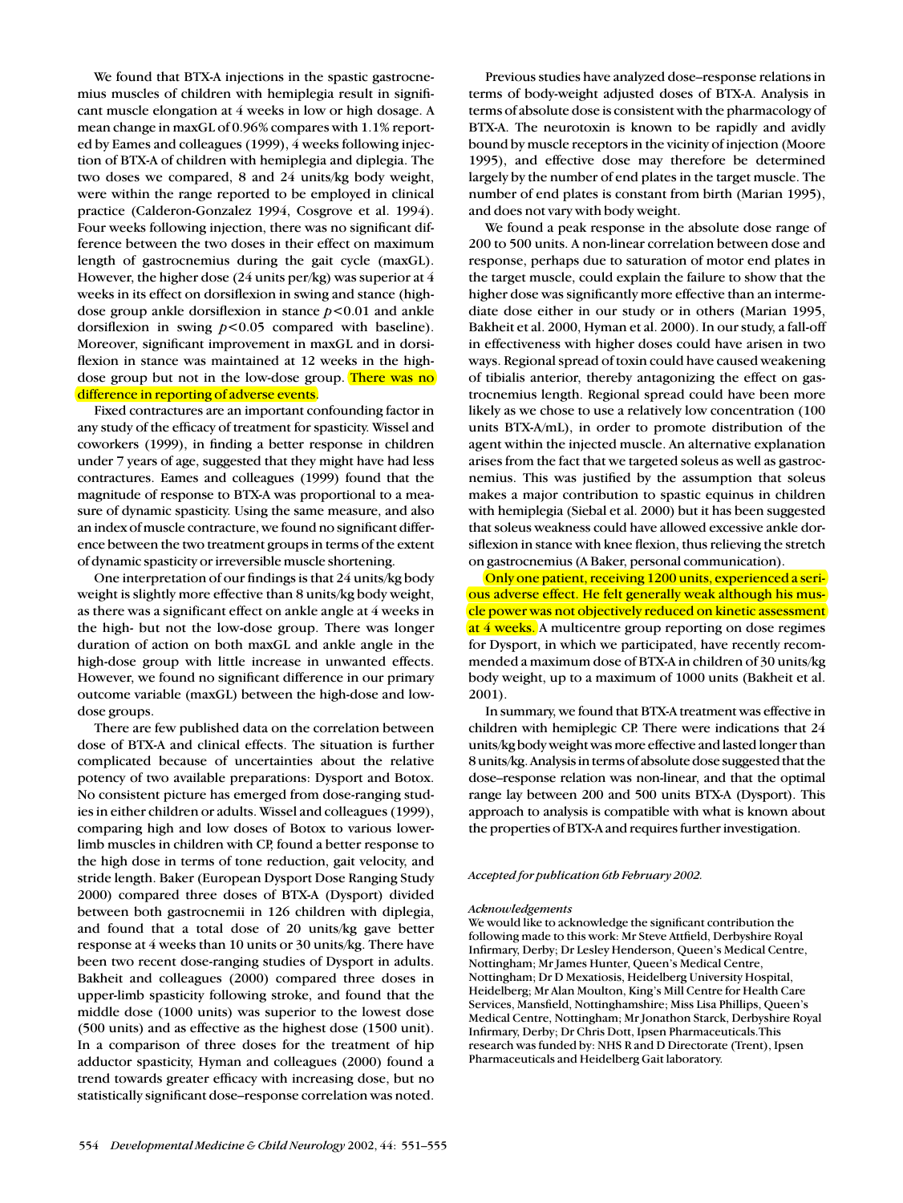We found that BTX-A injections in the spastic gastrocnemius muscles of children with hemiplegia result in significant muscle elongation at 4 weeks in low or high dosage. A mean change in maxGL of 0.96% compares with 1.1% reported by Eames and colleagues (1999), 4 weeks following injection of BTX-A of children with hemiplegia and diplegia. The two doses we compared, 8 and 24 units/kg body weight, were within the range reported to be employed in clinical practice (Calderon-Gonzalez 1994, Cosgrove et al. 1994). Four weeks following injection, there was no significant difference between the two doses in their effect on maximum length of gastrocnemius during the gait cycle (maxGL). However, the higher dose (24 units per/kg) was superior at 4 weeks in its effect on dorsiflexion in swing and stance (high-dose group ankle dorsiflexion in stance $p<0.01$ and ankle dorsiflexion in swing $p<0.05$ compared with baseline). Moreover, significant improvement in maxGL and in dorsiflexion in stance was maintained at 12 weeks in the high-dose group but not in the low-dose group. There was no difference in reporting of adverse events.

Fixed contractures are an important confounding factor in any study of the efficacy of treatment for spasticity. Wissel and coworkers (1999), in finding a better response in children under 7 years of age, suggested that they might have had less contractures. Eames and colleagues (1999) found that the magnitude of response to BTX-A was proportional to a measure of dynamic spasticity. Using the same measure, and also an index of muscle contracture, we found no significant difference between the two treatment groups in terms of the extent of dynamic spasticity or irreversible muscle shortening.

One interpretation of our findings is that 24 units/kg body weight is slightly more effective than 8 units/kg body weight, as there was a significant effect on ankle angle at 4 weeks in the high- but not the low-dose group. There was longer duration of action on both maxGL and ankle angle in the high-dose group with little increase in unwanted effects. However, we found no significant difference in our primary outcome variable (maxGL) between the high-dose and low-dose groups.

There are few published data on the correlation between dose of BTX-A and clinical effects. The situation is further complicated because of uncertainties about the relative potency of two available preparations: Dysport and Botox. No consistent picture has emerged from dose-ranging studies in either children or adults. Wissel and colleagues (1999), comparing high and low doses of Botox to various lower-limb muscles in children with CP, found a better response to the high dose in terms of tone reduction, gait velocity, and stride length. Baker (European Dysport Dose Ranging Study 2000) compared three doses of BTX-A (Dysport) divided between both gastrocnemii in 126 children with diplegia, and found that a total dose of 20 units/kg gave better response at 4 weeks than 10 units or 30 units/kg. There have been two recent dose-ranging studies of Dysport in adults. Bakheit and colleagues (2000) compared three doses in upper-limb spasticity following stroke, and found that the middle dose (1000 units) was superior to the lowest dose (500 units) and as effective as the highest dose (1500 unit). In a comparison of three doses for the treatment of hip adductor spasticity, Hyman and colleagues (2000) found a trend towards greater efficacy with increasing dose, but no statistically significant dose–response correlation was noted.

Previous studies have analyzed dose–response relations in terms of body-weight adjusted doses of BTX-A. Analysis in terms of absolute dose is consistent with the pharmacology of BTX-A. The neurotoxin is known to be rapidly and avidly bound by muscle receptors in the vicinity of injection (Moore 1995), and effective dose may therefore be determined largely by the number of end plates in the target muscle. The number of end plates is constant from birth (Marian 1995), and does not vary with body weight.

We found a peak response in the absolute dose range of 200 to 500 units. A non-linear correlation between dose and response, perhaps due to saturation of motor end plates in the target muscle, could explain the failure to show that the higher dose was significantly more effective than an intermediate dose either in our study or in others (Marian 1995, Bakheit et al. 2000, Hyman et al. 2000). In our study, a fall-off in effectiveness with higher doses could have arisen in two ways. Regional spread of toxin could have caused weakening of tibialis anterior, thereby antagonizing the effect on gastrocnemius length. Regional spread could have been more likely as we chose to use a relatively low concentration (100 units BTX-A/mL), in order to promote distribution of the agent within the injected muscle. An alternative explanation arises from the fact that we targeted soleus as well as gastrocnemius. This was justified by the assumption that soleus makes a major contribution to spastic equinus in children with hemiplegia (Siebal et al. 2000) but it has been suggested that soleus weakness could have allowed excessive ankle dorsiflexion in stance with knee flexion, thus relieving the stretch on gastrocnemius (A Baker, personal communication).

Only one patient, receiving 1200 units, experienced a serious adverse effect. He felt generally weak although his muscle power was not objectively reduced on kinetic assessment at 4 weeks. A multicentre group reporting on dose regimes for Dysport, in which we participated, have recently recommended a maximum dose of BTX-A in children of 30 units/kg body weight, up to a maximum of 1000 units (Bakheit et al. 2001).

In summary, we found that BTX-A treatment was effective in children with hemiplegic CP. There were indications that 24 units/kg body weight was more effective and lasted longer than 8 units/kg. Analysis in terms of absolute dose suggested that the dose–response relation was non-linear, and that the optimal range lay between 200 and 500 units BTX-A (Dysport). This approach to analysis is compatible with what is known about the properties of BTX-A and requires further investigation.

*Accepted for publication 6th February 2002.*

*Acknowledgements*

We would like to acknowledge the significant contribution the following made to this work: Mr Steve Attfield, Derbyshire Royal Infirmary, Derby; Dr Lesley Henderson, Queen's Medical Centre, Nottingham; Mr James Hunter, Queen's Medical Centre, Nottingham; Dr D Mexatiosis, Heidelberg University Hospital, Heidelberg; Mr Alan Moulton, King's Mill Centre for Health Care Services, Mansfield, Nottinghamshire; Miss Lisa Phillips, Queen's Medical Centre, Nottingham; Mr Jonathon Starck, Derbyshire Royal Infirmary, Derby; Dr Chris Dott, Ipsen Pharmaceuticals. This research was funded by: NHS R and D Directorate (Trent), Ipsen Pharmaceuticals and Heidelberg Gait laboratory.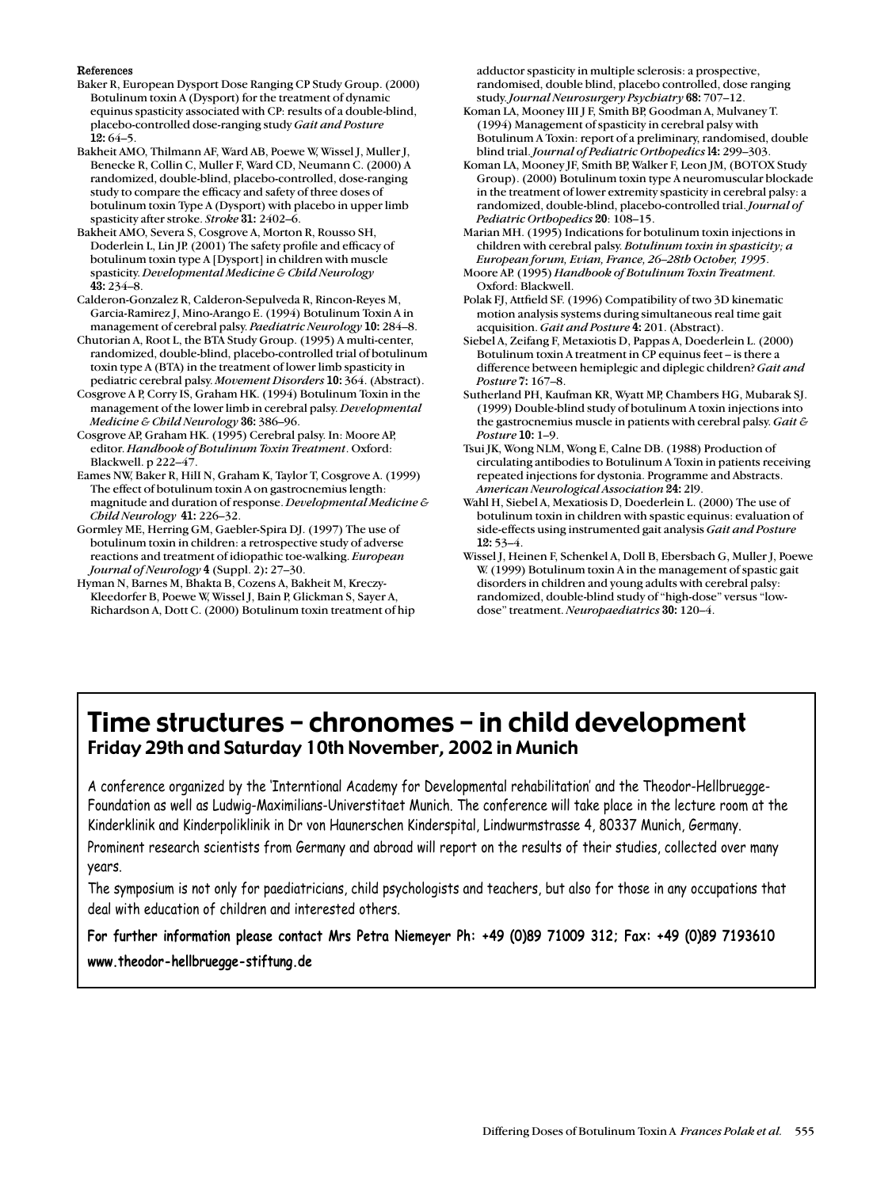## References

Baker R, European Dysport Dose Ranging CP Study Group. (2000) Botulinum toxin A (Dysport) for the treatment of dynamic equinus spasticity associated with CP: results of a double-blind, placebo-controlled dose-ranging study *Gait and Posture* **12:** 64–5.

Bakheit AMO, Thilmann AF, Ward AB, Poewe W, Wissel J, Muller J, Benecke R, Collin C, Muller F, Ward CD, Neumann C. (2000) A randomized, double-blind, placebo-controlled, dose-ranging study to compare the efficacy and safety of three doses of botulinum toxin Type A (Dysport) with placebo in upper limb spasticity after stroke. *Stroke* **31:** 2402–6.

Bakheit AMO, Severa S, Cosgrove A, Morton R, Rousso SH, Doderlein L, Lin JP. (2001) The safety profile and efficacy of botulinum toxin type A [Dysport] in children with muscle spasticity. *Developmental Medicine & Child Neurology* **43:** 234–8.

Calderon-Gonzalez R, Calderon-Sepulveda R, Rincon-Reyes M, Garcia-Ramirez J, Mino-Arango E. (1994) Botulinum Toxin A in management of cerebral palsy. *Paediatric Neurology* **10:** 284–8.

Chutorian A, Root L, the BTA Study Group. (1995) A multi-center, randomized, double-blind, placebo-controlled trial of botulinum toxin type A (BTA) in the treatment of lower limb spasticity in pediatric cerebral palsy. *Movement Disorders* **10:** 364. (Abstract).

Cosgrove A P, Corry IS, Graham HK. (1994) Botulinum Toxin in the management of the lower limb in cerebral palsy. *Developmental Medicine & Child Neurology* **36:** 386–96.

Cosgrove AP, Graham HK. (1995) Cerebral palsy. In: Moore AP, editor. *Handbook of Botulinum Toxin Treatment*. Oxford: Blackwell. p 222–47.

Eames NW, Baker R, Hill N, Graham K, Taylor T, Cosgrove A. (1999) The effect of botulinum toxin A on gastrocnemius length: magnitude and duration of response. *Developmental Medicine & Child Neurology* **41:** 226–32.

Gormley ME, Herring GM, Gaebler-Spira DJ. (1997) The use of botulinum toxin in children: a retrospective study of adverse reactions and treatment of idiopathic toe-walking. *European Journal of Neurology* **4** (Suppl. 2)**:** 27–30.

Hyman N, Barnes M, Bhakta B, Cozens A, Bakheit M, Kreczy-Kleedorfer B, Poewe W, Wissel J, Bain P, Glickman S, Sayer A, Richardson A, Dott C. (2000) Botulinum toxin treatment of hip adductor spasticity in multiple sclerosis: a prospective, randomised, double blind, placebo controlled, dose ranging study. *Journal Neurosurgery Psychiatry* **68:** 707–12.

Koman LA, Mooney III J F, Smith BP, Goodman A, Mulvaney T. (1994) Management of spasticity in cerebral palsy with Botulinum A Toxin: report of a preliminary, randomised, double blind trial. *Journal of Pediatric Orthopedics* **14:** 299–303.

Koman LA, Mooney JF, Smith BP, Walker F, Leon JM, (BOTOX Study Group). (2000) Botulinum toxin type A neuromuscular blockade in the treatment of lower extremity spasticity in cerebral palsy: a randomized, double-blind, placebo-controlled trial. *Journal of Pediatric Orthopedics* **20:** 108–15.

Marian MH. (1995) Indications for botulinum toxin injections in children with cerebral palsy. *Botulinum toxin in spasticity; a European forum, Evian, France, 26–28th October, 1995*.

Moore AP. (1995) *Handbook of Botulinum Toxin Treatment*. Oxford: Blackwell.

Polak FJ, Attfield SF. (1996) Compatibility of two 3D kinematic motion analysis systems during simultaneous real time gait acquisition. *Gait and Posture* **4:** 201. (Abstract).

Siebel A, Zeifang F, Metaxiotis D, Pappas A, Doederlein L. (2000) Botulinum toxin A treatment in CP equinus feet – is there a difference between hemiplegic and diplegic children? *Gait and Posture* **7:** 167–8.

Sutherland PH, Kaufman KR, Wyatt MP, Chambers HG, Mubarak SJ. (1999) Double-blind study of botulinum A toxin injections into the gastrocnemius muscle in patients with cerebral palsy. *Gait & Posture* **10:** 1–9.

Tsui JK, Wong NLM, Wong E, Calne DB. (1988) Production of circulating antibodies to Botulinum A Toxin in patients receiving repeated injections for dystonia. Programme and Abstracts. *American Neurological Association* **24:** 219.

Wahl H, Siebel A, Mexatiosis D, Doederlein L. (2000) The use of botulinum toxin in children with spastic equinus: evaluation of side-effects using instrumented gait analysis *Gait and Posture* **12:** 53–4.

Wissel J, Heinen F, Schenkel A, Doll B, Ebersbach G, Muller J, Poewe W. (1999) Botulinum toxin A in the management of spastic gait disorders in children and young adults with cerebral palsy: randomized, double-blind study of "high-dose" versus "low-dose" treatment. *Neuropaediatrics* **30:** 120–4.

# Time structures – chronomes – in child development

### Friday 29th and Saturday 10th November, 2002 in Munich

A conference organized by the 'Interntional Academy for Developmental rehabilitation' and the Theodor-Hellbruegge-Foundation as well as Ludwig-Maximilians-Universtitaet Munich. The conference will take place in the lecture room at the Kinderklinik and Kinderpoliklinik in Dr von Haunerschen Kinderspital, Lindwurmstrasse 4, 80337 Munich, Germany.

Prominent research scientists from Germany and abroad will report on the results of their studies, collected over many years.

The symposium is not only for paediatricians, child psychologists and teachers, but also for those in any occupations that deal with education of children and interested others.

**For further information please contact Mrs Petra Niemeyer Ph: +49 (0)89 71009 312; Fax: +49 (0)89 7193610**

**www.theodor-hellbruegge-stiftung.de**